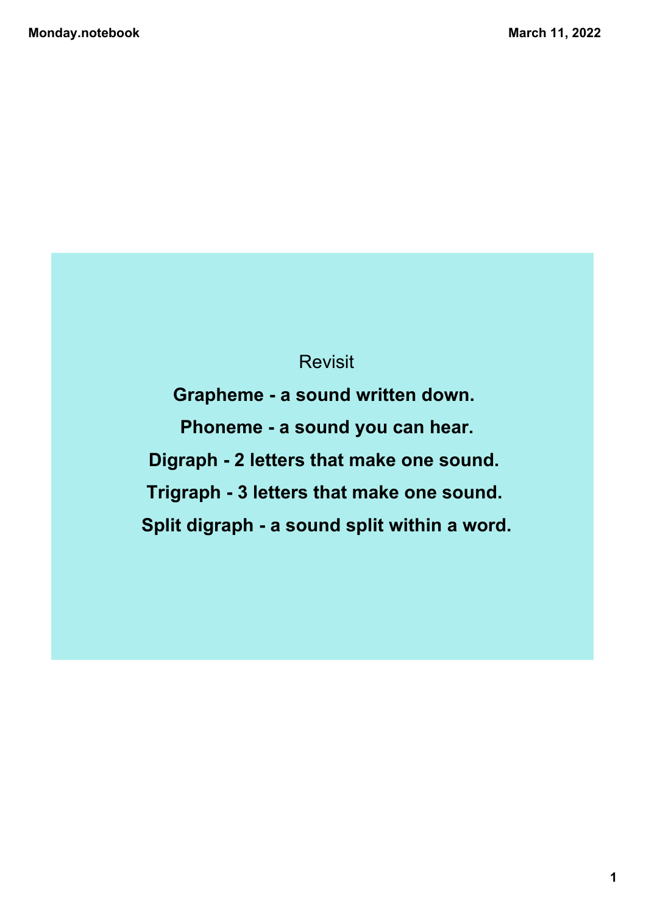Revisit

**Grapheme - a sound written down.**

**Phoneme - a sound you can hear.**

**Digraph - 2 letters that make one sound.**

**Trigraph - 3 letters that make one sound.**

**Split digraph - a sound split within a word.**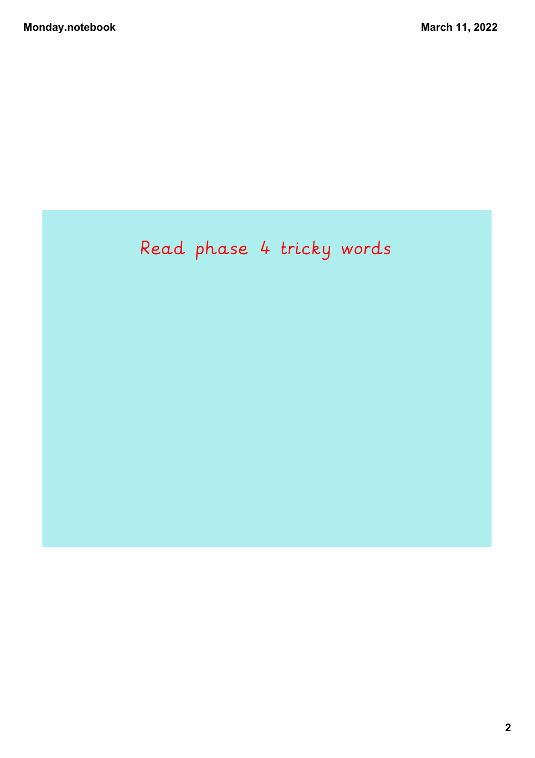Read phase 4 tricky words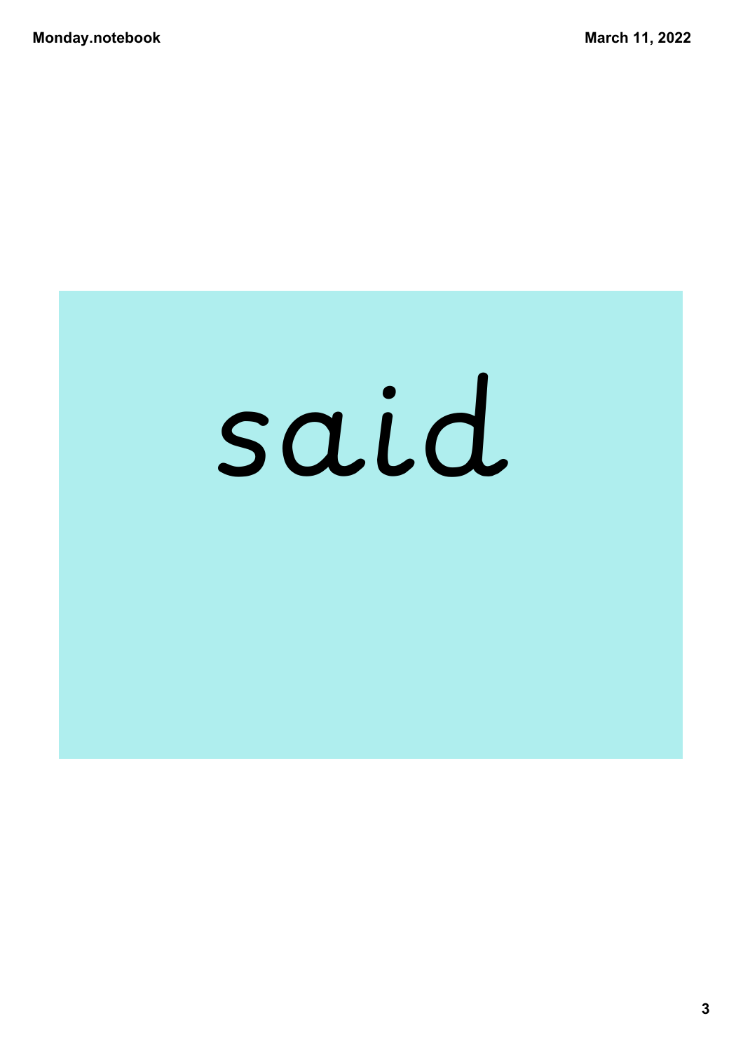said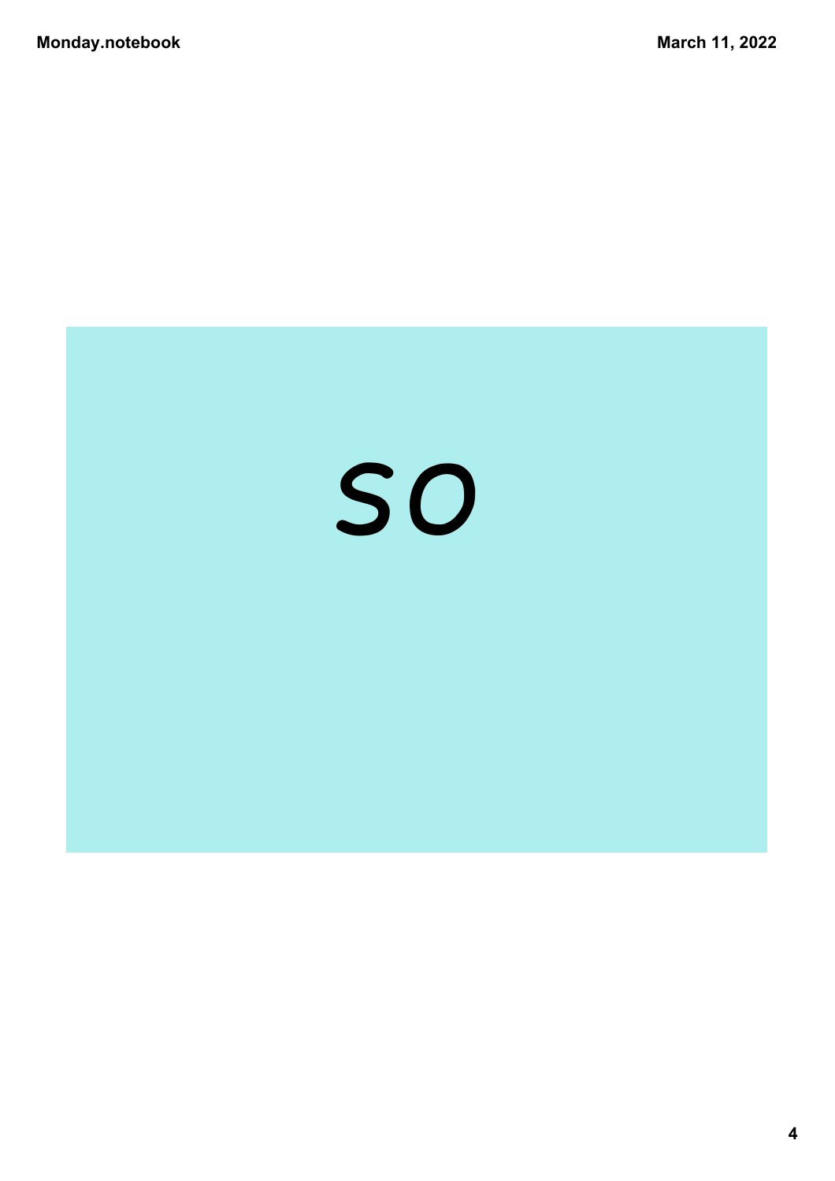so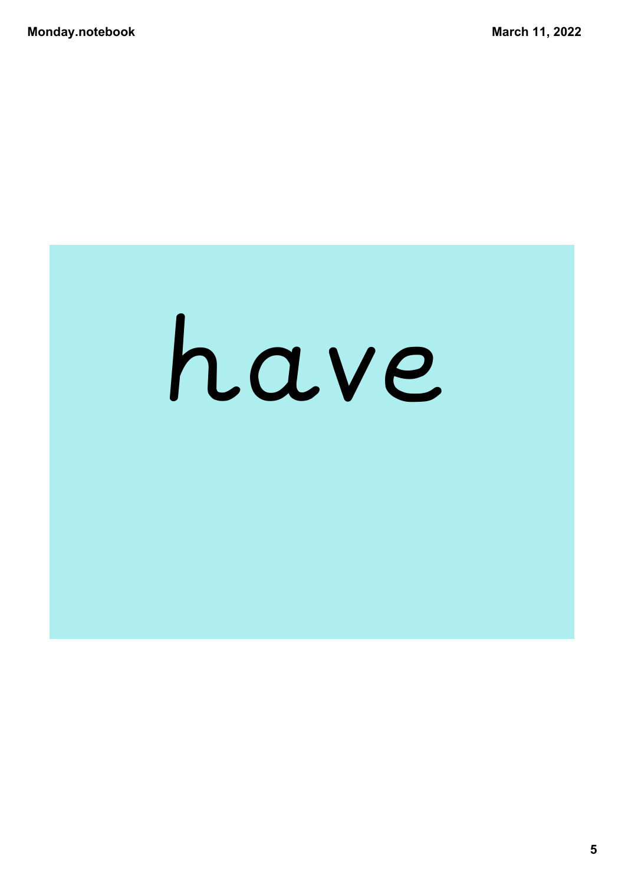have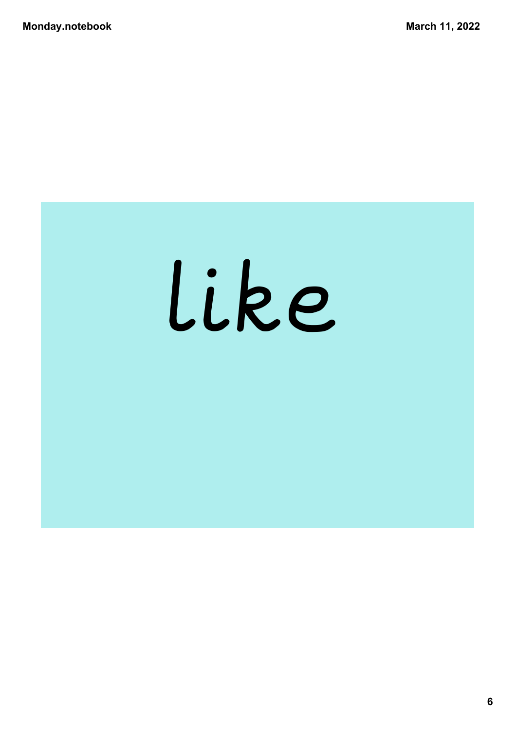like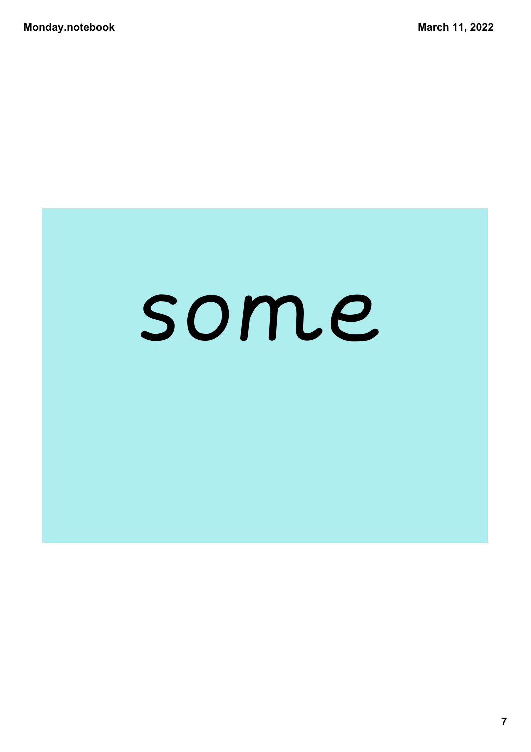some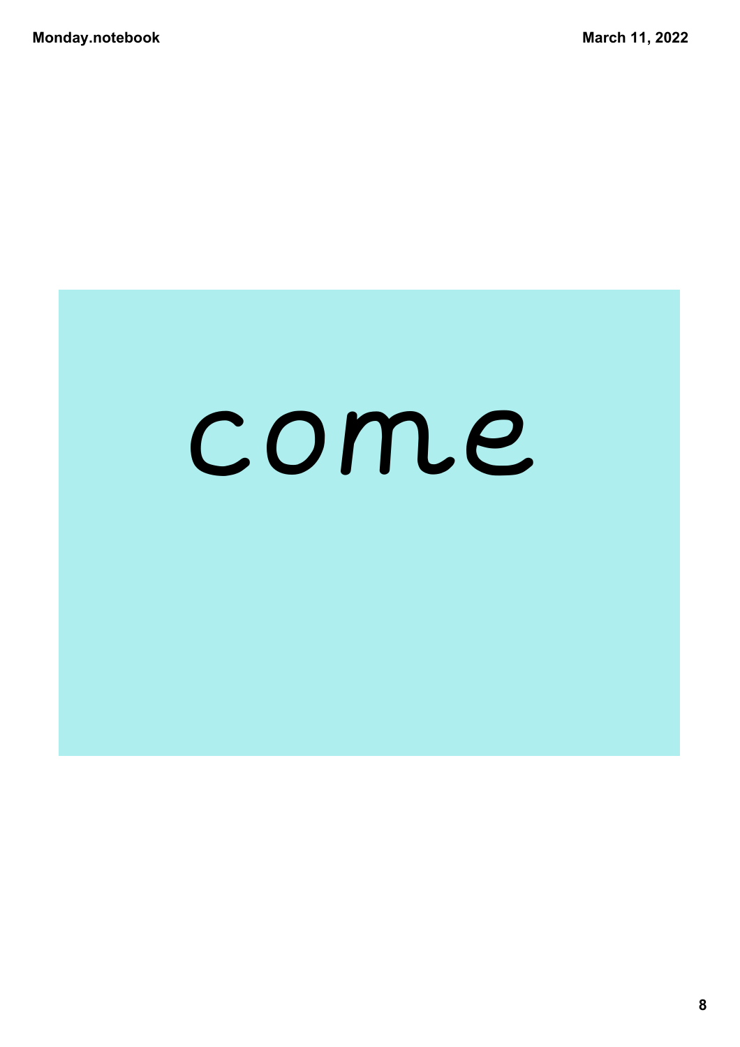come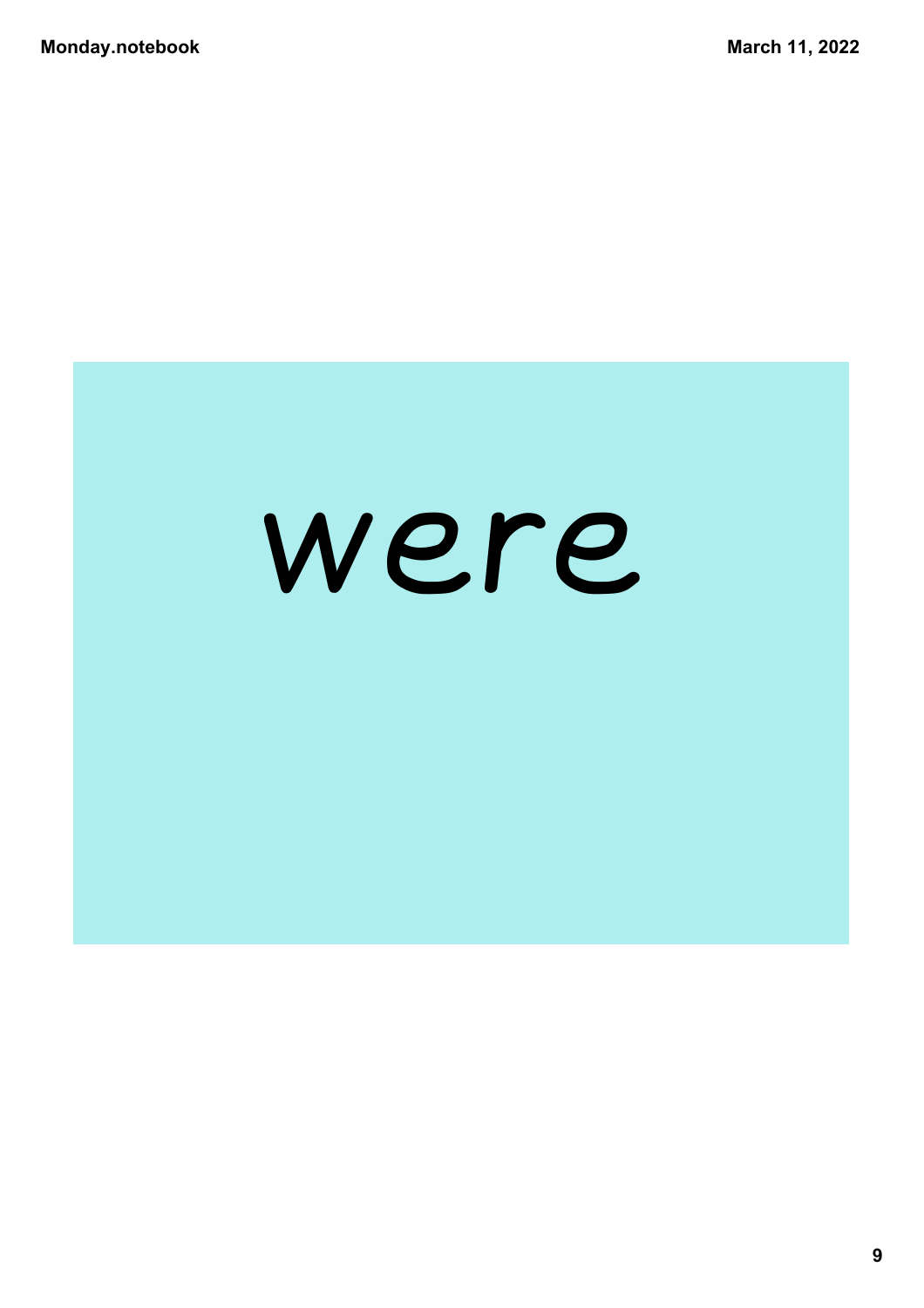were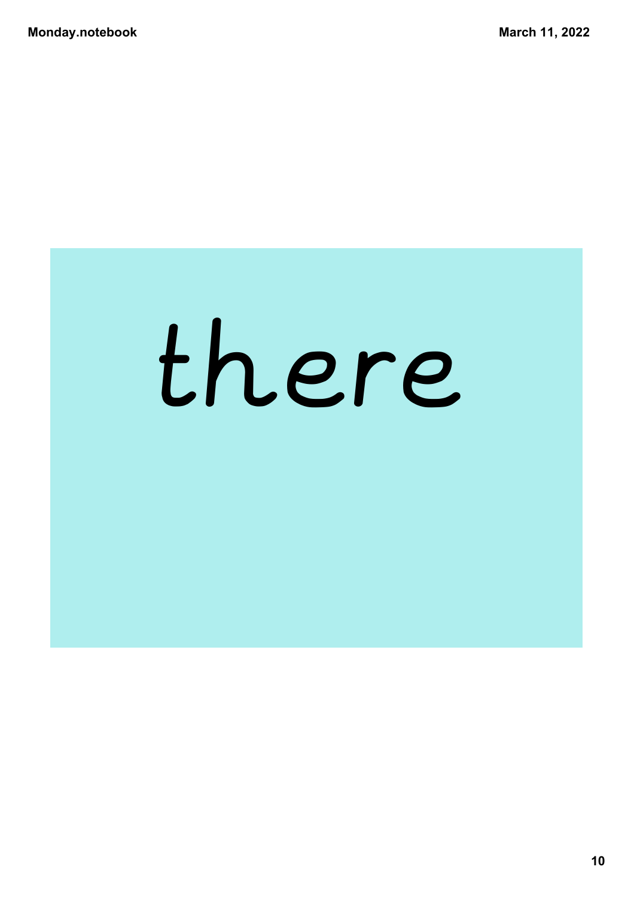there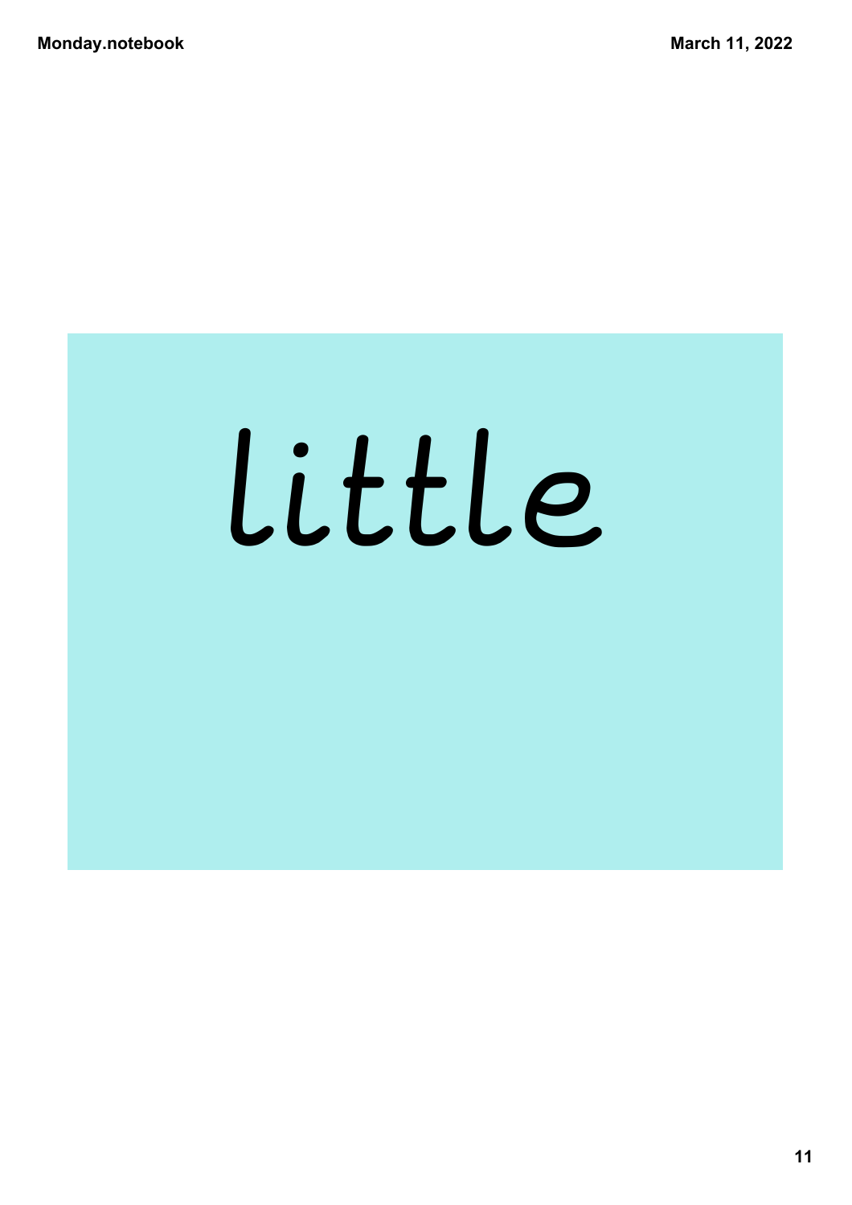little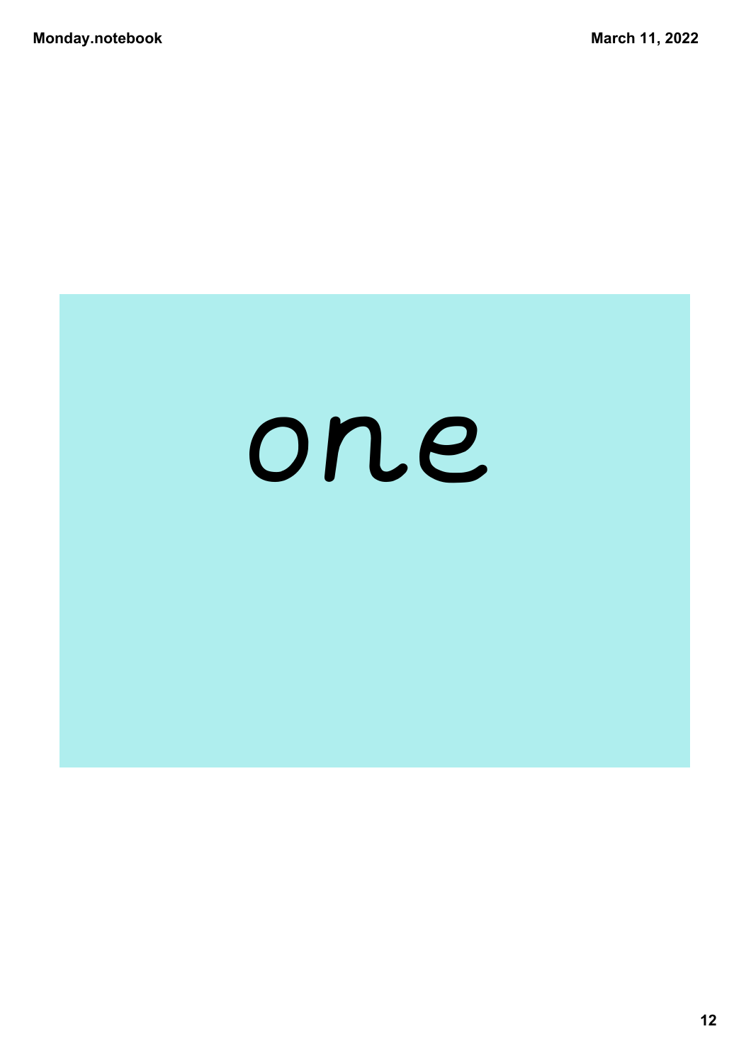one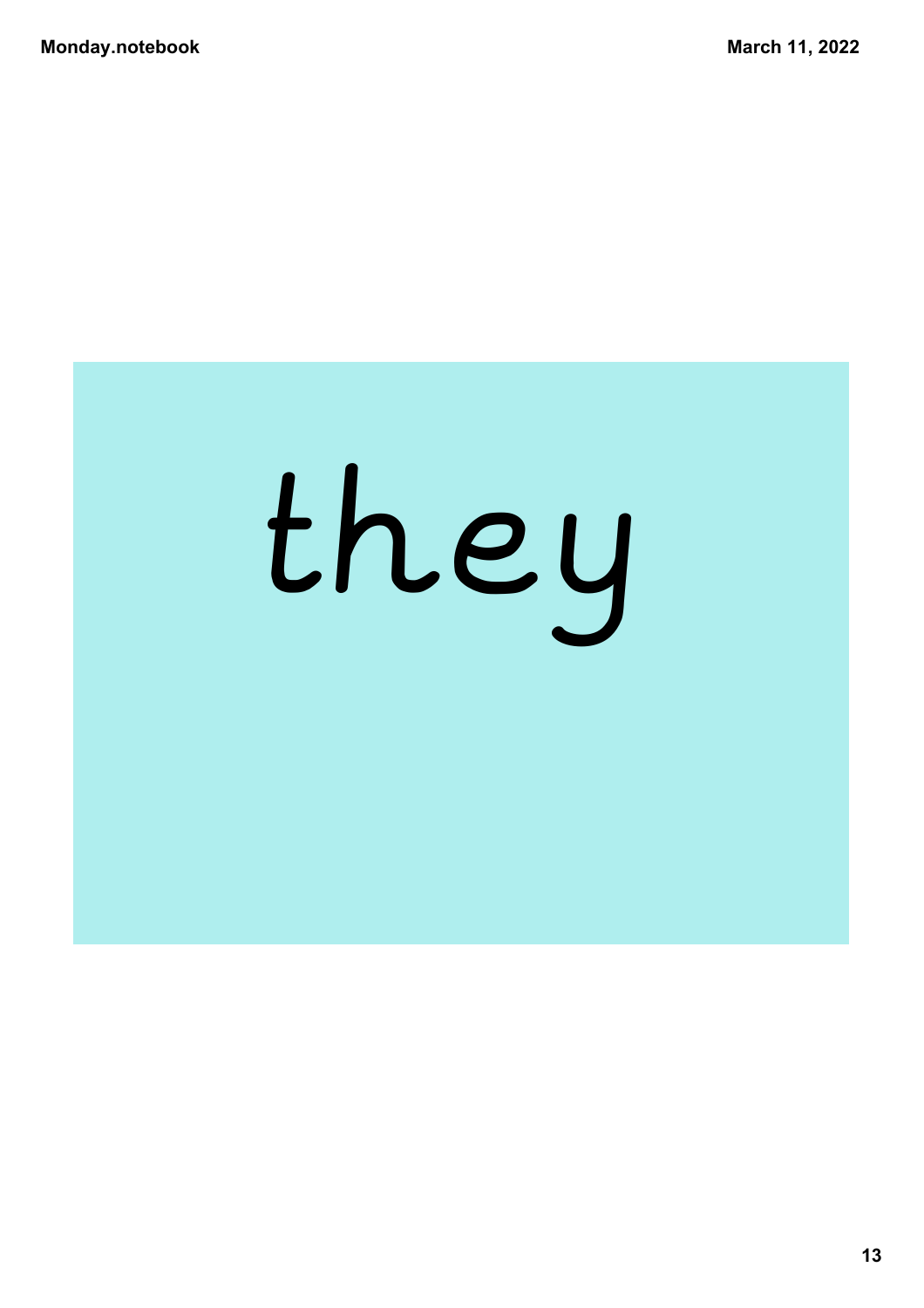they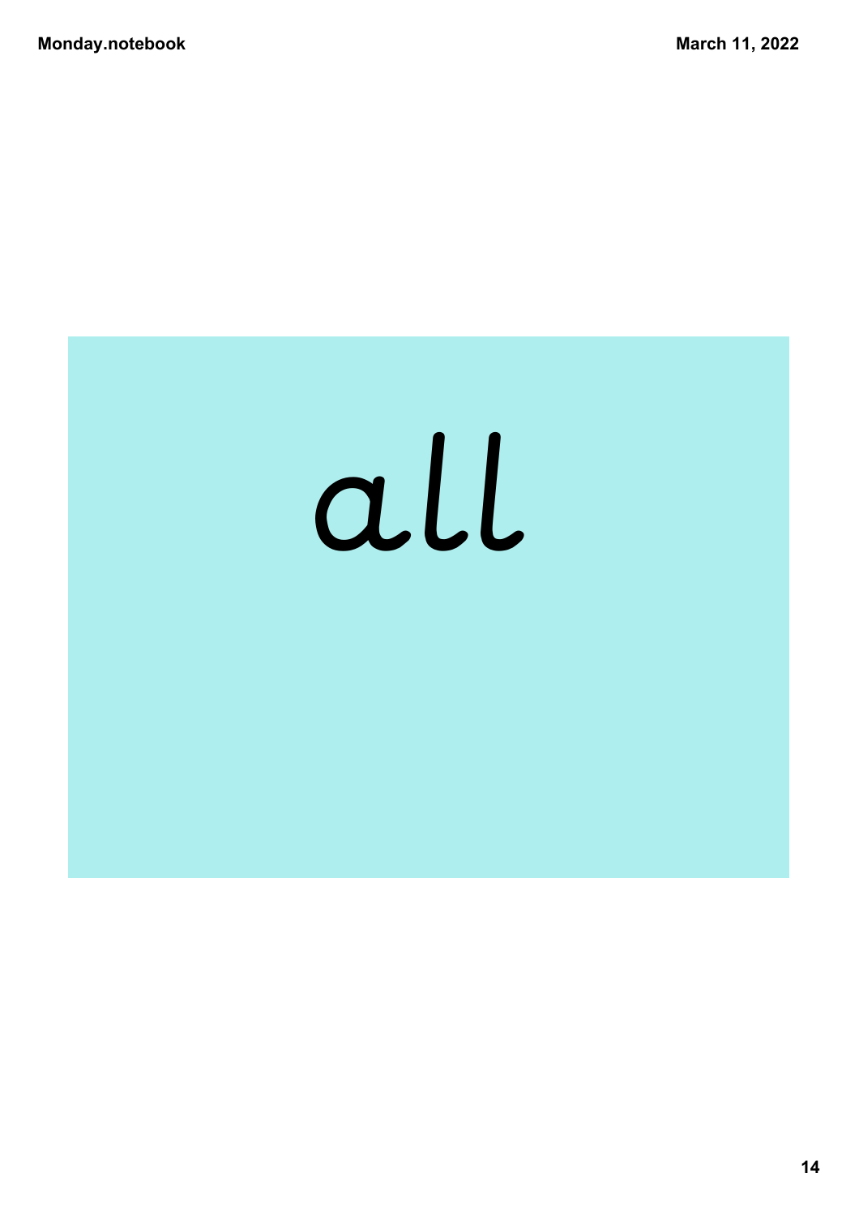all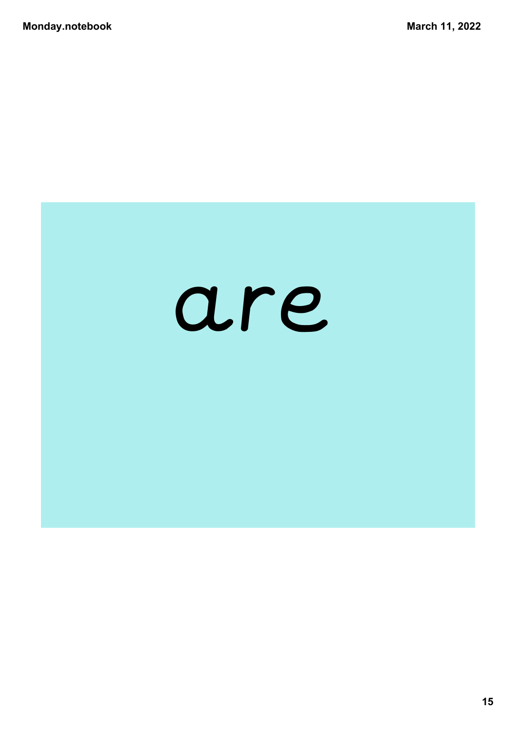are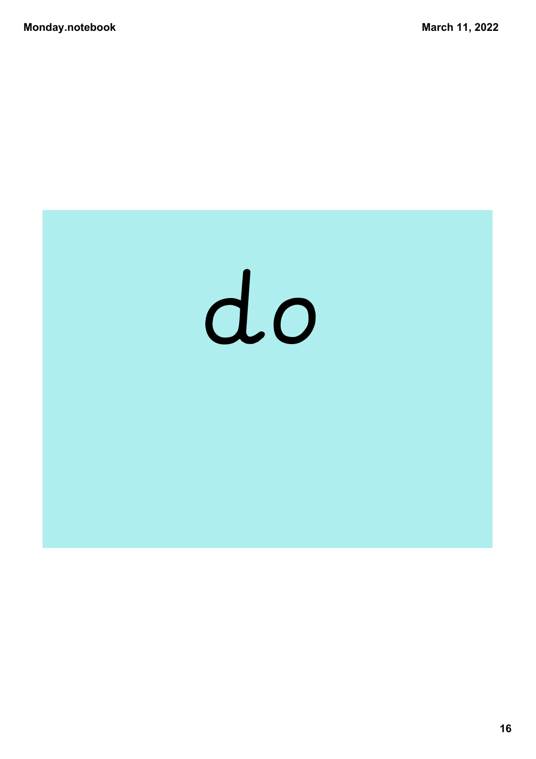do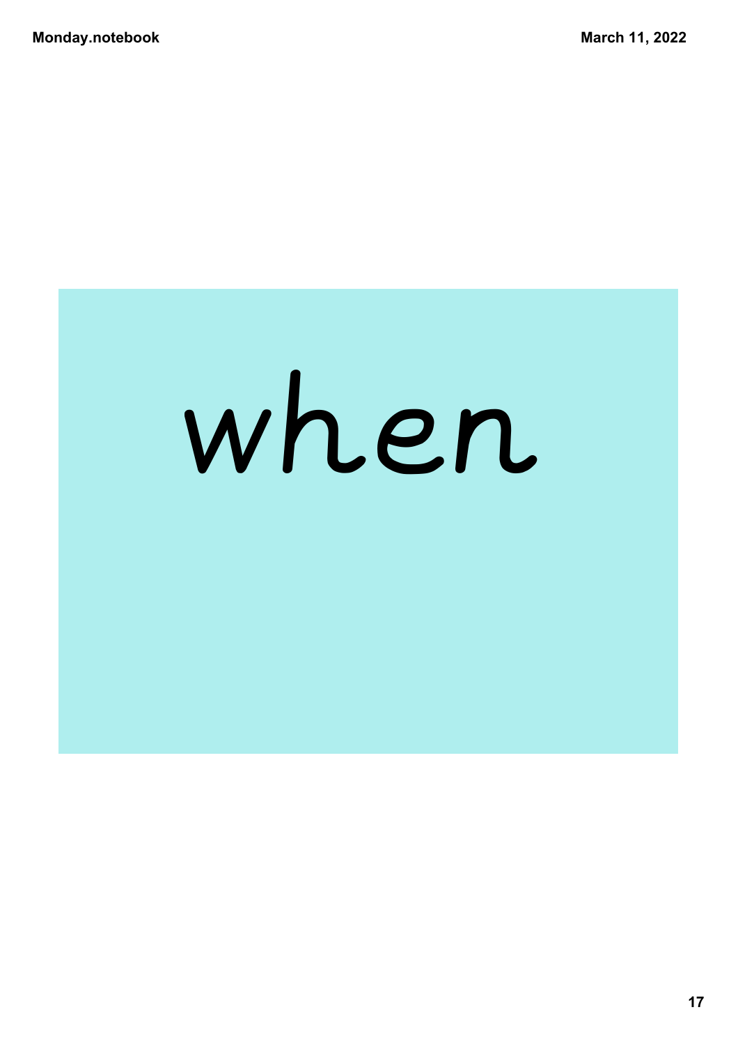when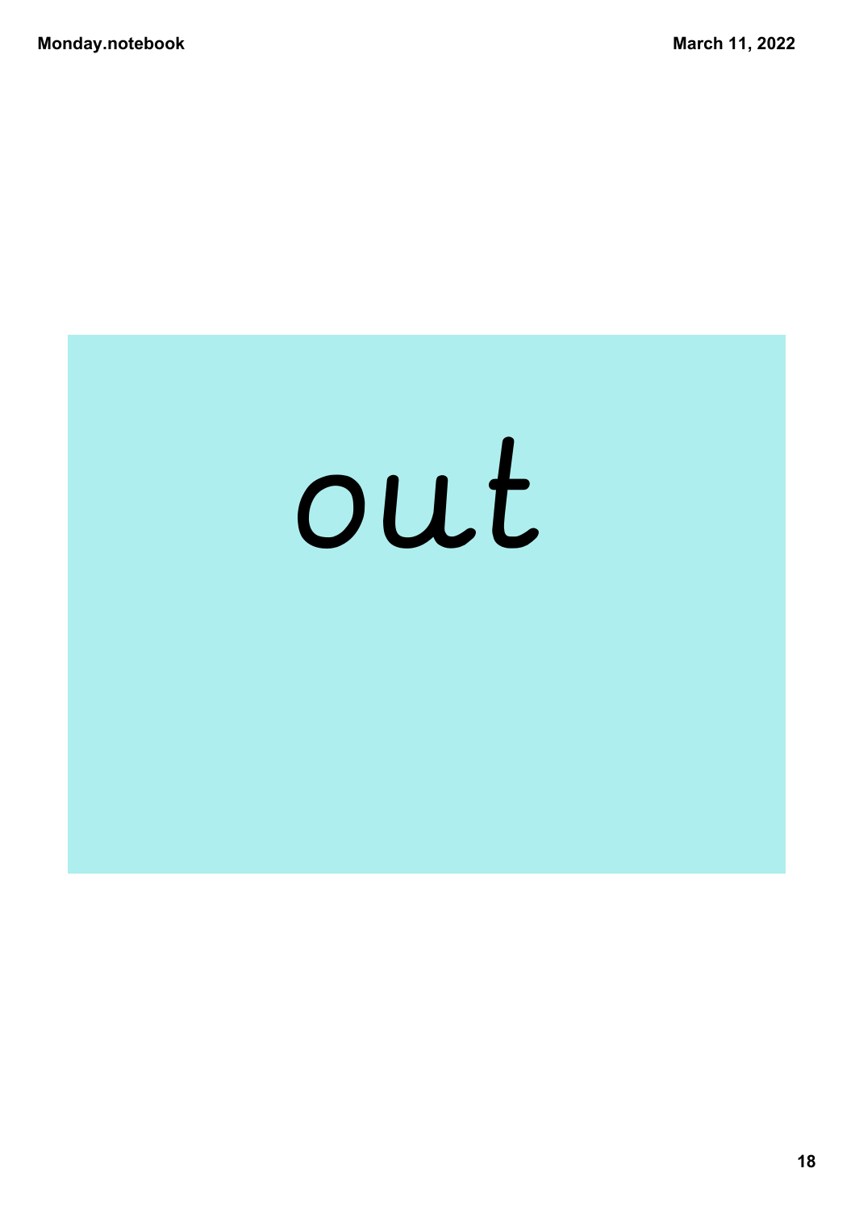out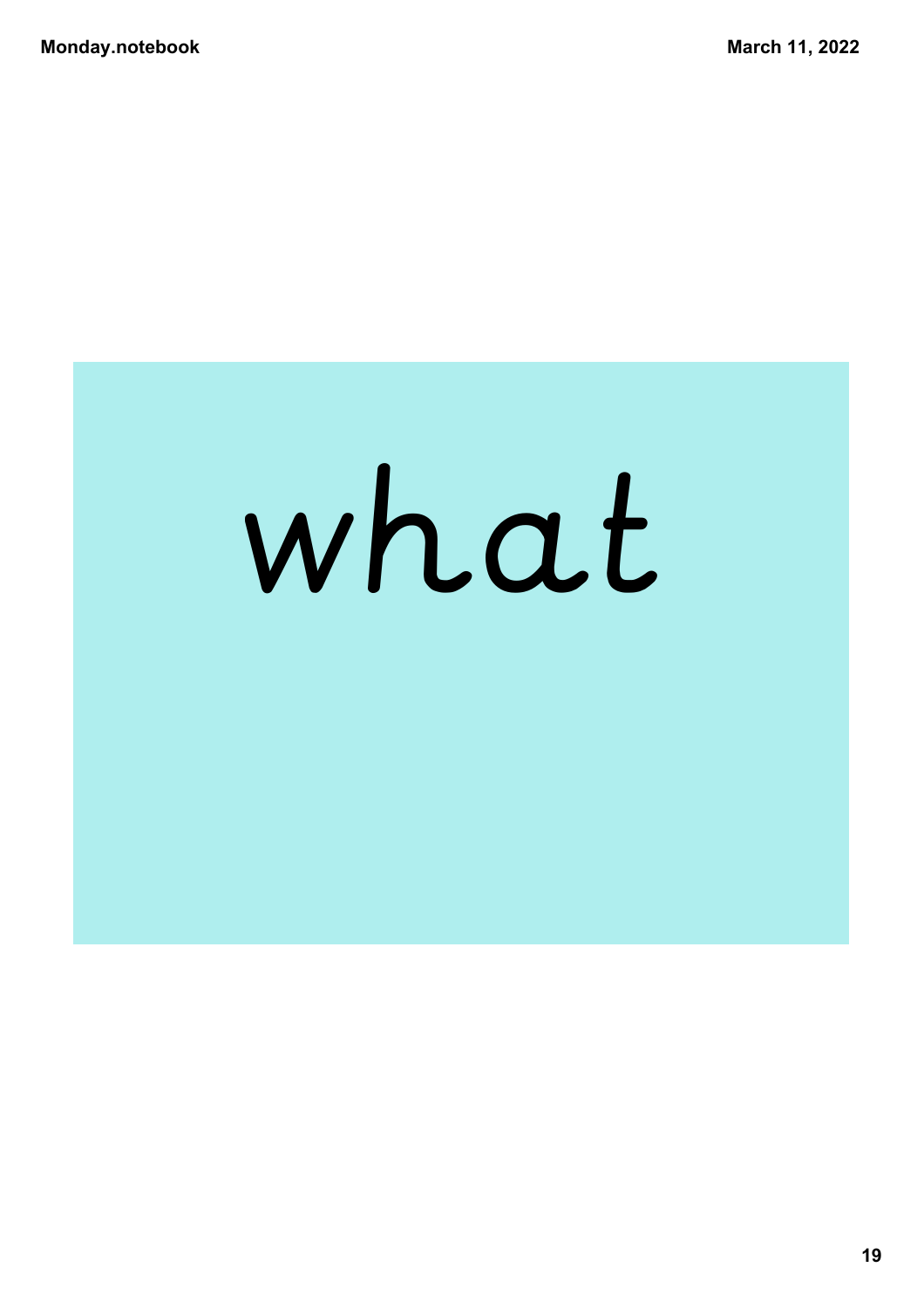what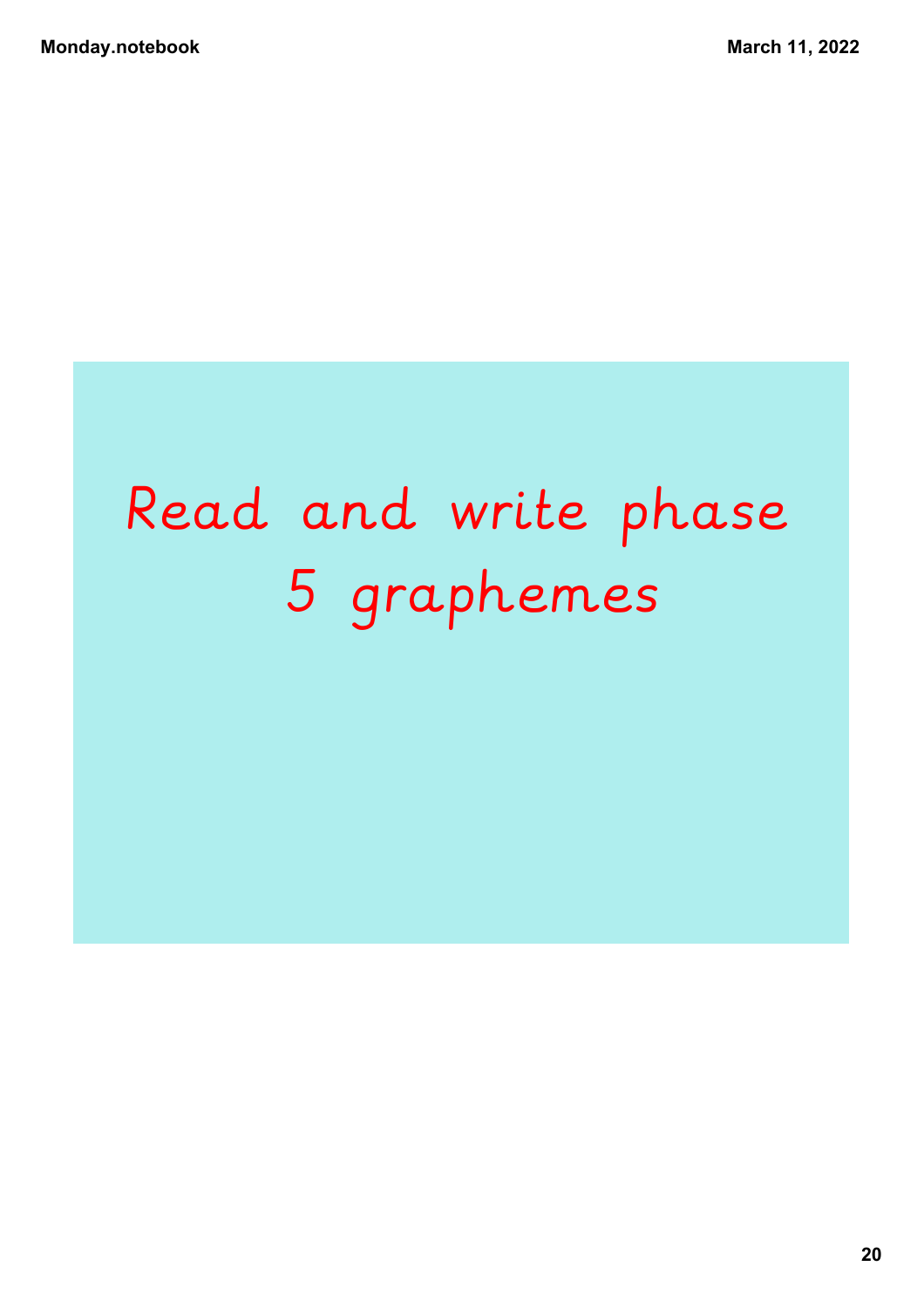# Read and write phase 5 graphemes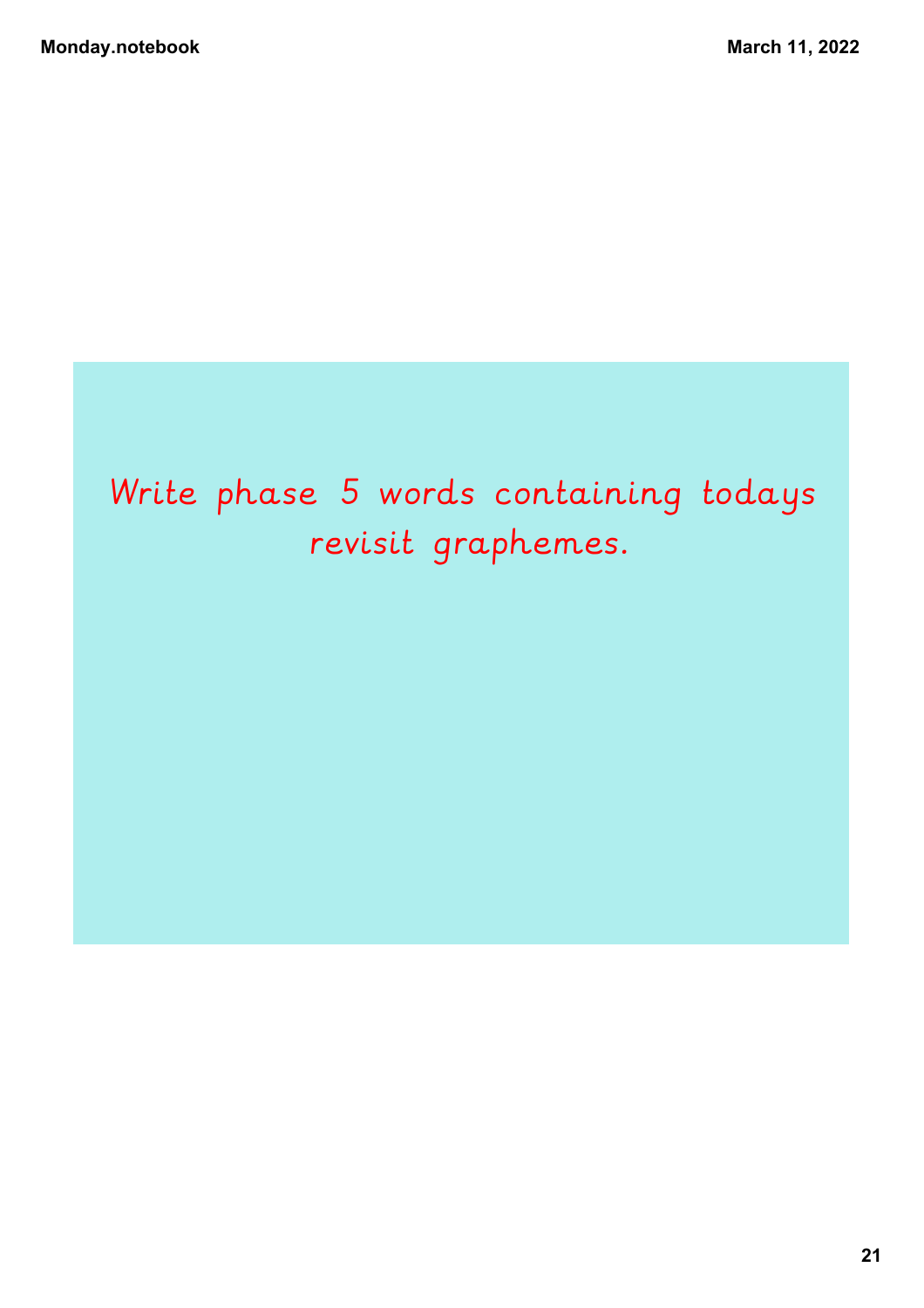Write phase 5 words containing todays revisit graphemes.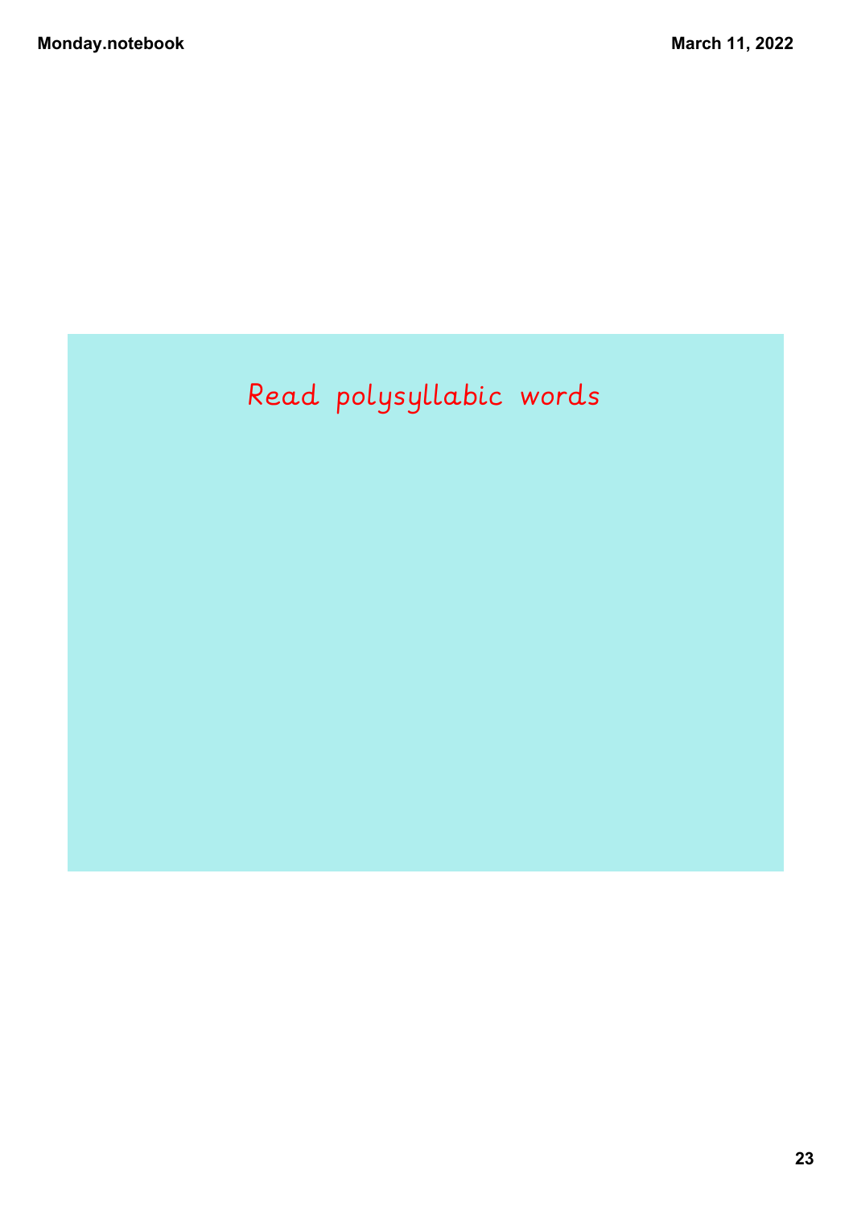Read polysyllabic words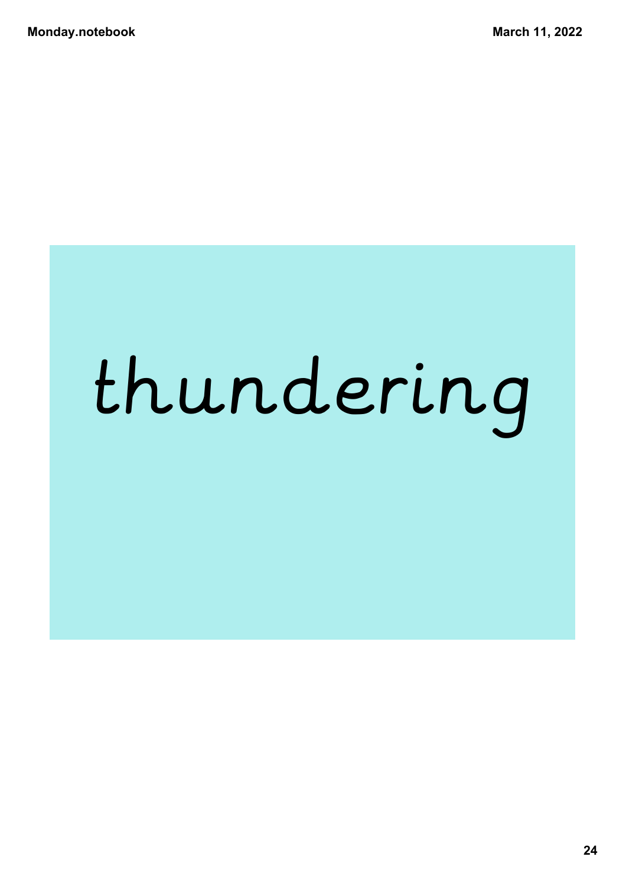thundering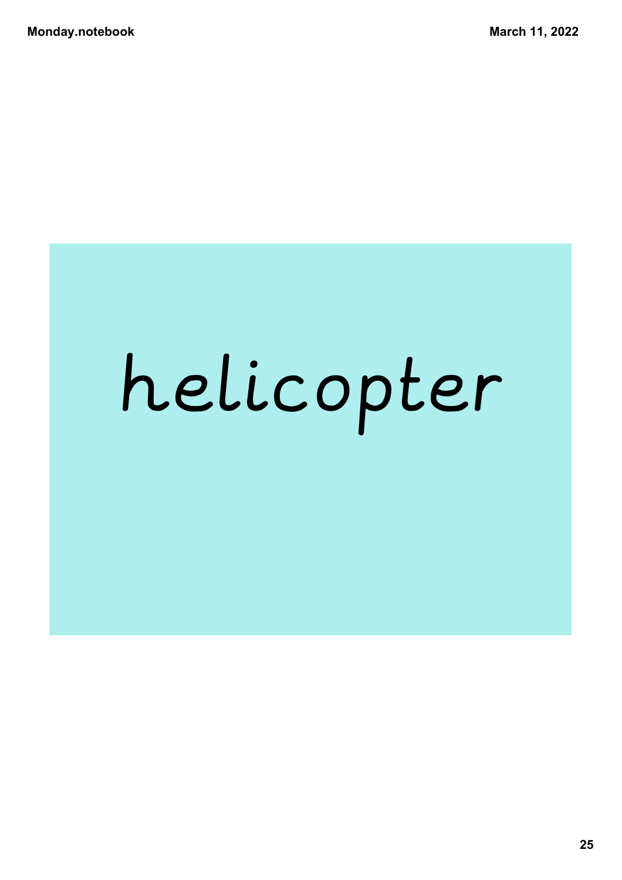helicopter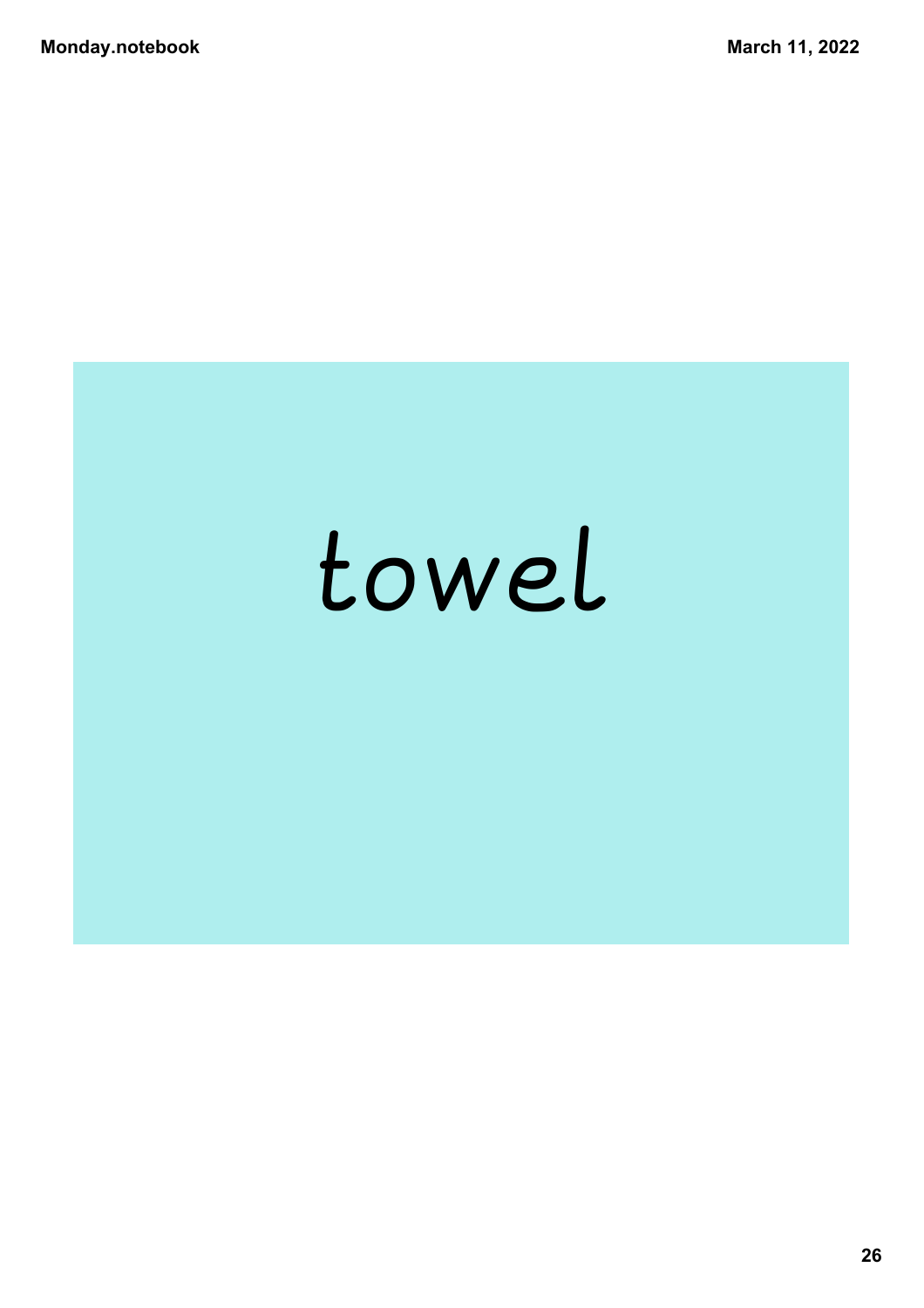towel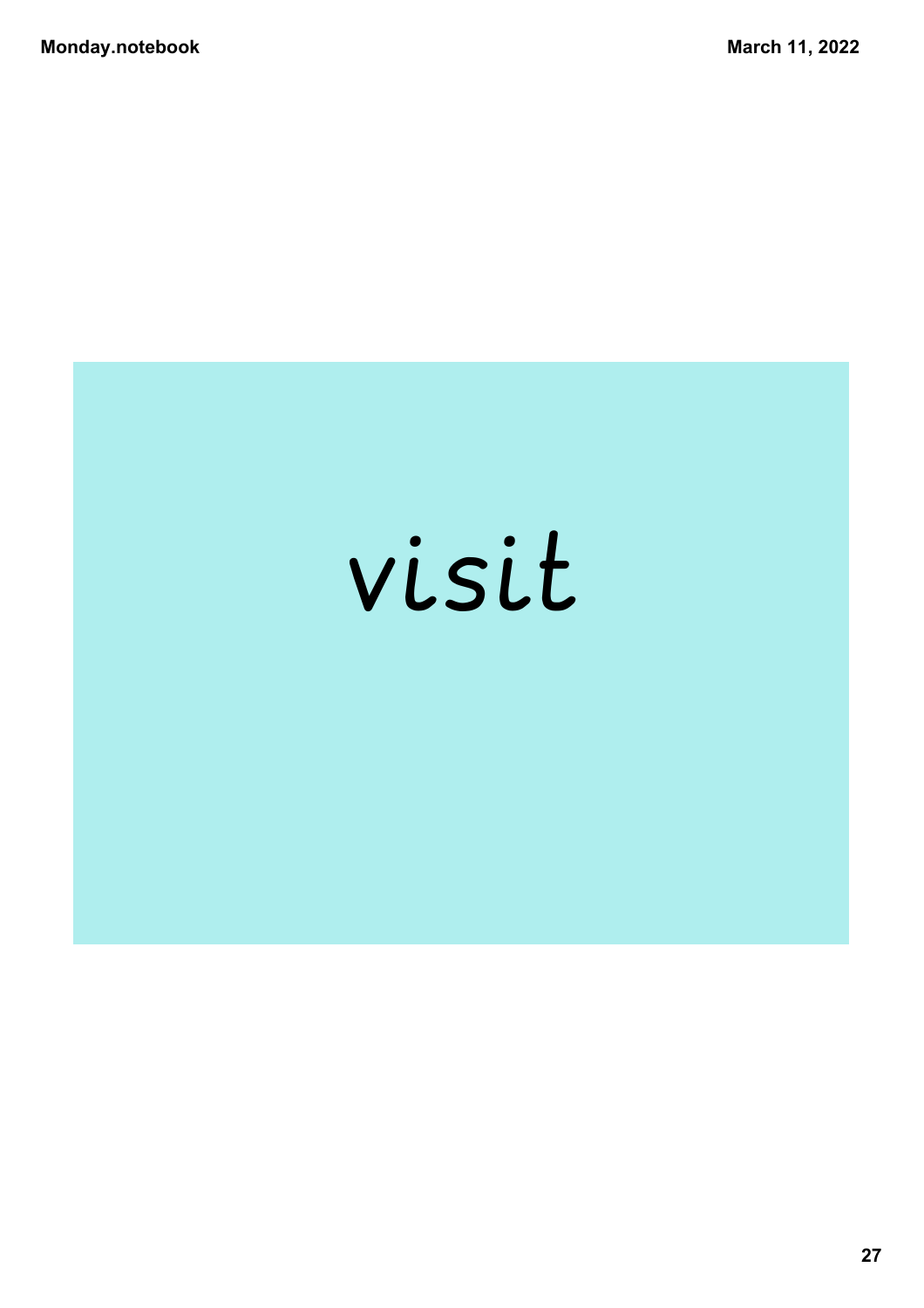visit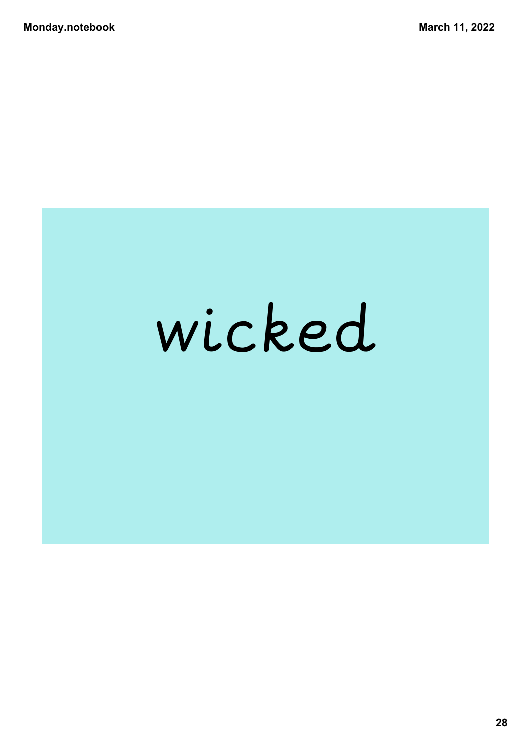wicked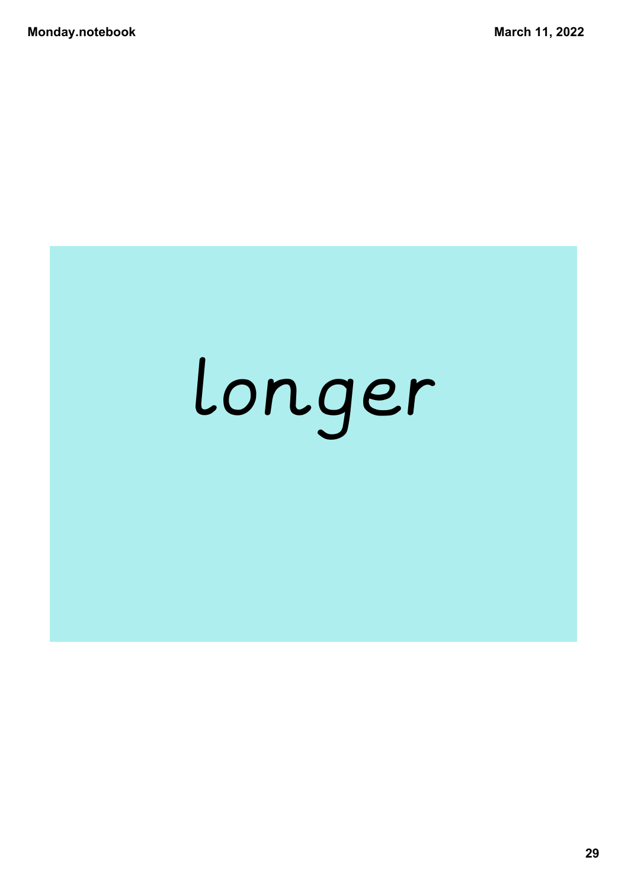longer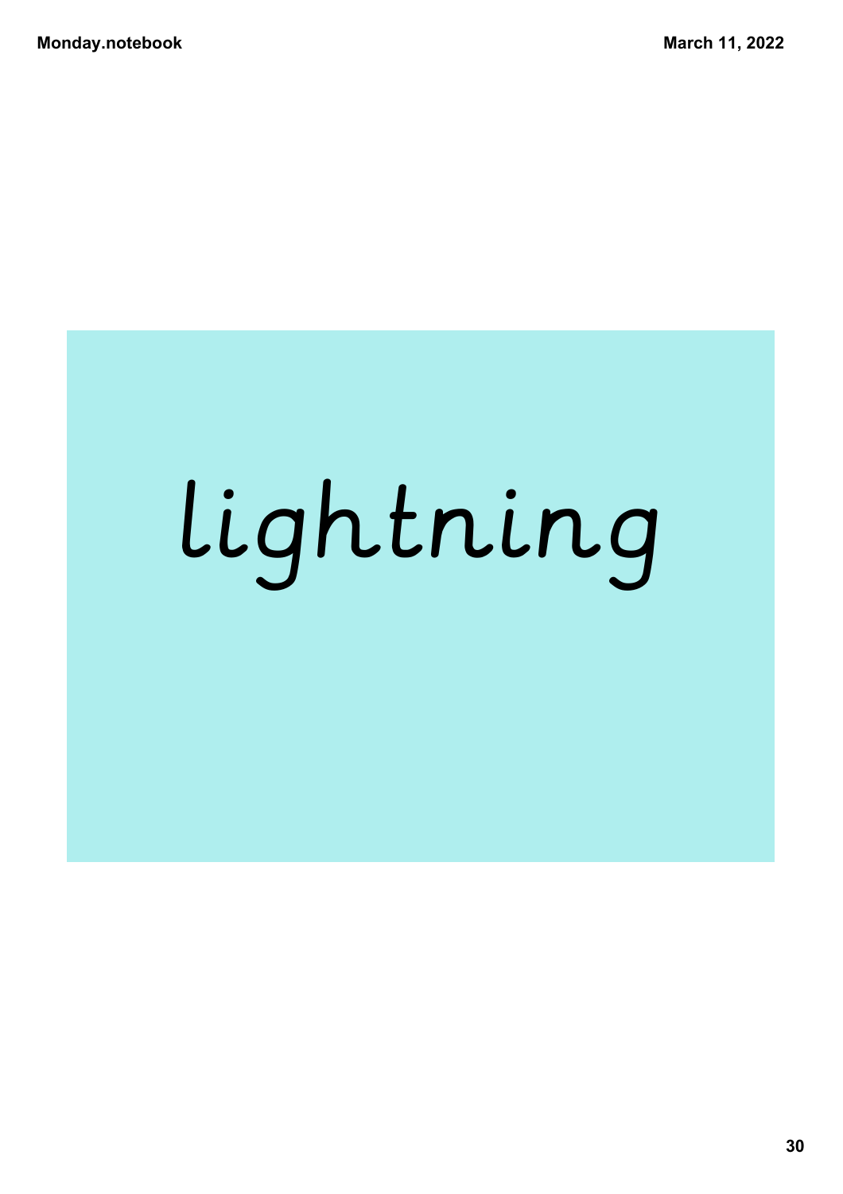lightning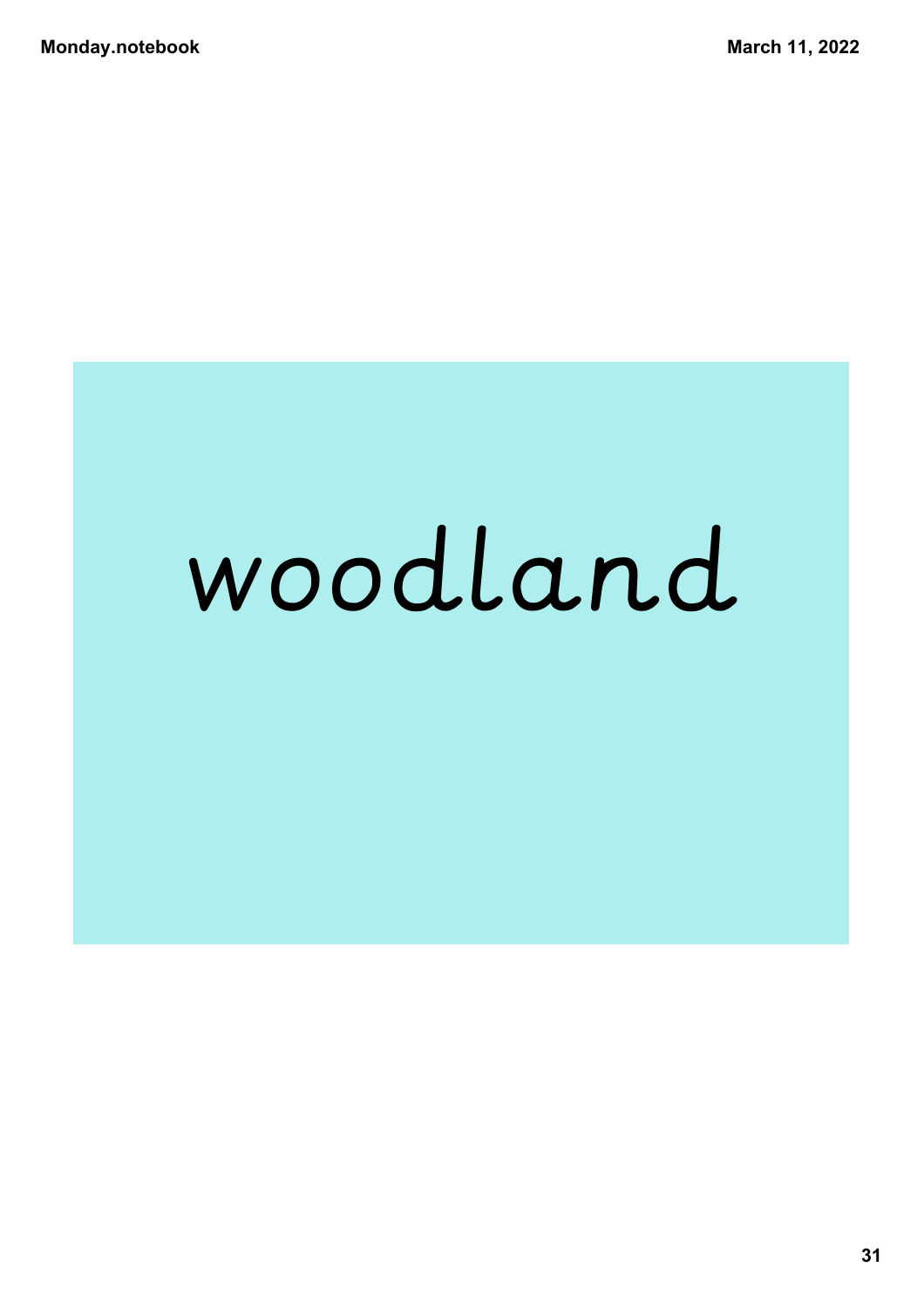woodland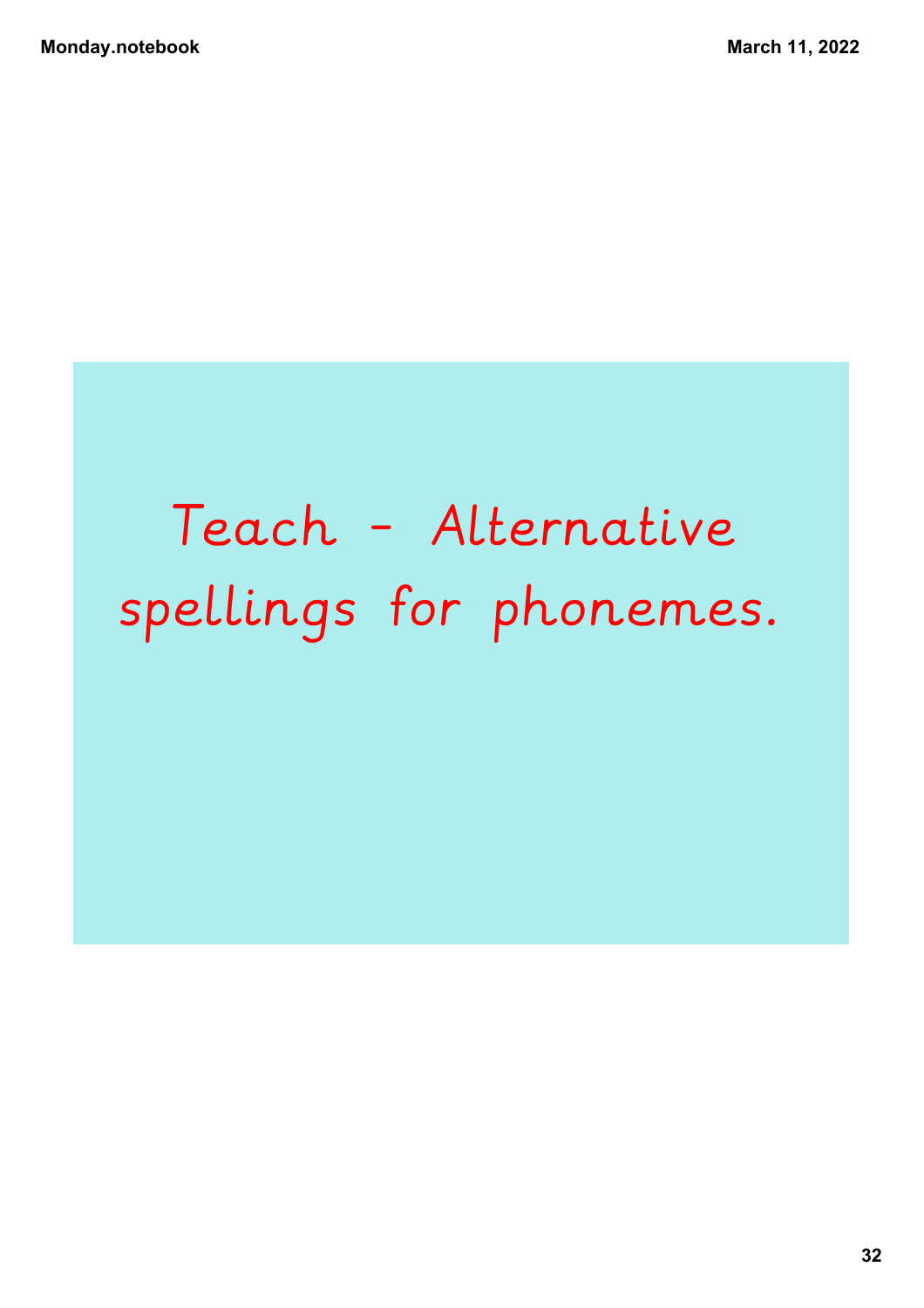# Teach - Alternative spellings for phonemes.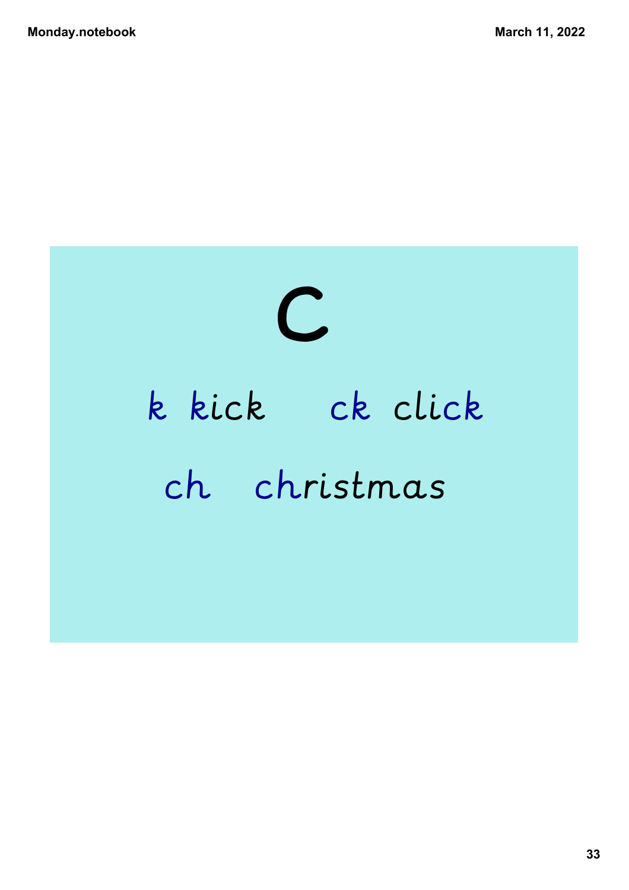# c

k kick ck click

ch christmas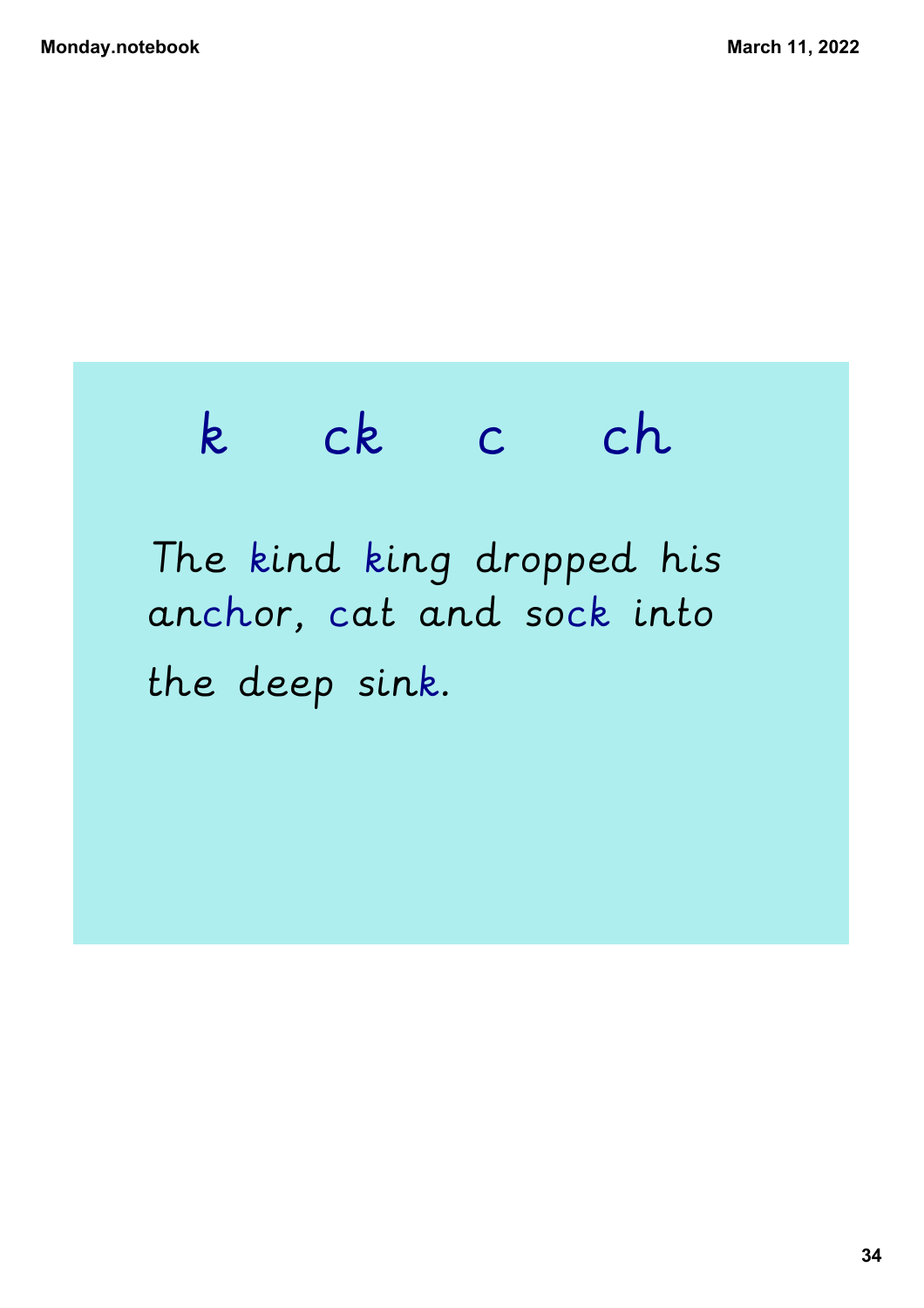k ck c ch

The kind king dropped his anchor, cat and sock into the deep sink.